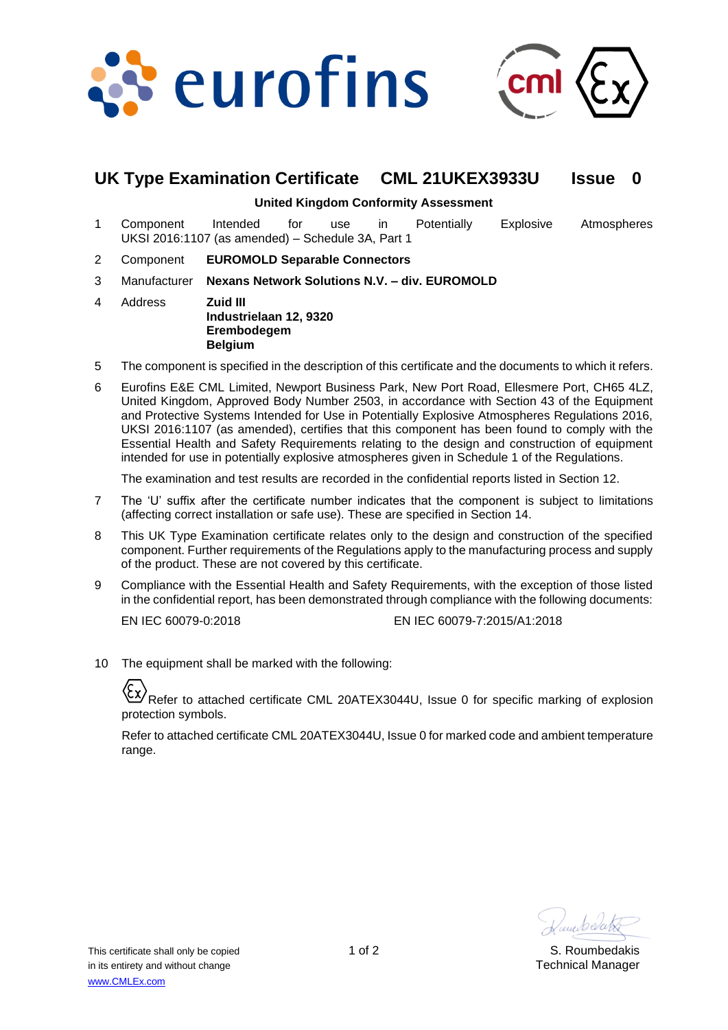# UK Type Examination Certificate CML 21UKEX3933U Issue 0

**United Kingdom Conformity Assessment**

1 Component Intended for use in Potentially Explosive Atmospheres UKSI 2016:1107 (as amended) – Schedule 3A, Part 1

2 Component **EUROMOLD Separable Connectors**

3 Manufacturer **Nexans Network Solutions N.V. – div. EUROMOLD**

4 Address **Zuid III**
**Industrielaan 12, 9320**
**Erembodegem**
**Belgium**

5 The component is specified in the description of this certificate and the documents to which it refers.

6 Eurofins E&E CML Limited, Newport Business Park, New Port Road, Ellesmere Port, CH65 4LZ, United Kingdom, Approved Body Number 2503, in accordance with Section 43 of the Equipment and Protective Systems Intended for Use in Potentially Explosive Atmospheres Regulations 2016, UKSI 2016:1107 (as amended), certifies that this component has been found to comply with the Essential Health and Safety Requirements relating to the design and construction of equipment intended for use in potentially explosive atmospheres given in Schedule 1 of the Regulations.

The examination and test results are recorded in the confidential reports listed in Section 12.

7 The 'U' suffix after the certificate number indicates that the component is subject to limitations (affecting correct installation or safe use). These are specified in Section 14.

8 This UK Type Examination certificate relates only to the design and construction of the specified component. Further requirements of the Regulations apply to the manufacturing process and supply of the product. These are not covered by this certificate.

9 Compliance with the Essential Health and Safety Requirements, with the exception of those listed in the confidential report, has been demonstrated through compliance with the following documents:

EN IEC 60079-0:2018 EN IEC 60079-7:2015/A1:2018

10 The equipment shall be marked with the following:

Ex Refer to attached certificate CML 20ATEX3044U, Issue 0 for specific marking of explosion protection symbols.

Refer to attached certificate CML 20ATEX3044U, Issue 0 for marked code and ambient temperature range.

This certificate shall only be copied in its entirety and without change
www.CMLEx.com

S. Roumbedakis
Technical Manager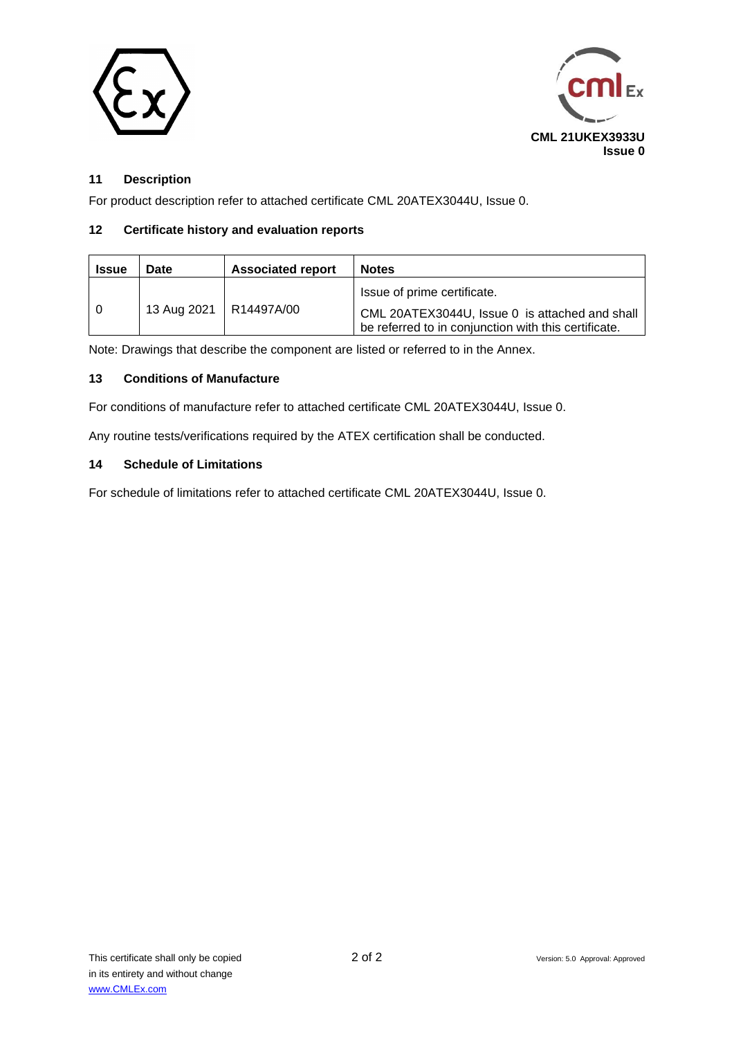CML 21UKEX3933U
Issue 0

## 11 Description

For product description refer to attached certificate CML 20ATEX3044U, Issue 0.

## 12 Certificate history and evaluation reports

| Issue | Date | Associated report | Notes |
|---|---|---|---|
| 0 | 13 Aug 2021 | R14497A/00 | Issue of prime certificate. CML 20ATEX3044U, Issue 0 is attached and shall be referred to in conjunction with this certificate. |

Note: Drawings that describe the component are listed or referred to in the Annex.

## 13 Conditions of Manufacture

For conditions of manufacture refer to attached certificate CML 20ATEX3044U, Issue 0.

Any routine tests/verifications required by the ATEX certification shall be conducted.

## 14 Schedule of Limitations

For schedule of limitations refer to attached certificate CML 20ATEX3044U, Issue 0.

This certificate shall only be copied in its entirety and without change
www.CMLEx.com

Version: 5.0 Approval: Approved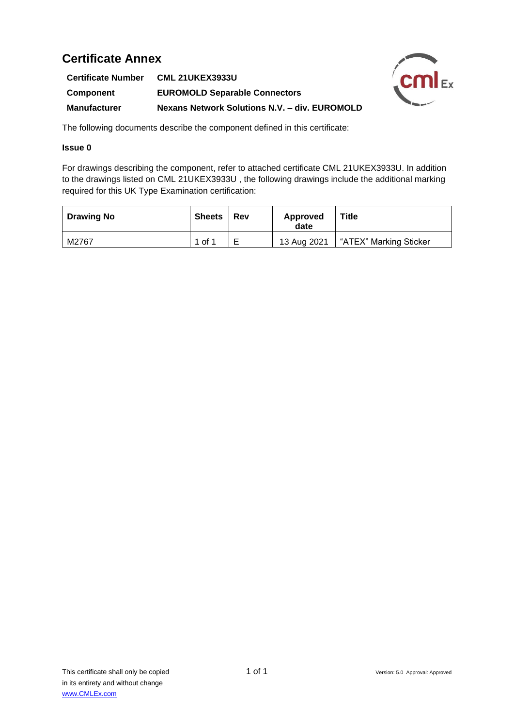# Certificate Annex

| | |
|---|---|
| **Certificate Number** | **CML 21UKEX3933U** |
| **Component** | **EUROMOLD Separable Connectors** |
| **Manufacturer** | **Nexans Network Solutions N.V. – div. EUROMOLD** |

The following documents describe the component defined in this certificate:

**Issue 0**

For drawings describing the component, refer to attached certificate CML 21UKEX3933U. In addition to the drawings listed on CML 21UKEX3933U , the following drawings include the additional marking required for this UK Type Examination certification:

| Drawing No | Sheets | Rev | Approved date | Title |
|---|---|---|---|---|
| M2767 | 1 of 1 | E | 13 Aug 2021 | "ATEX" Marking Sticker |

This certificate shall only be copied in its entirety and without change
www.CMLEx.com

Version: 5.0 Approval: Approved